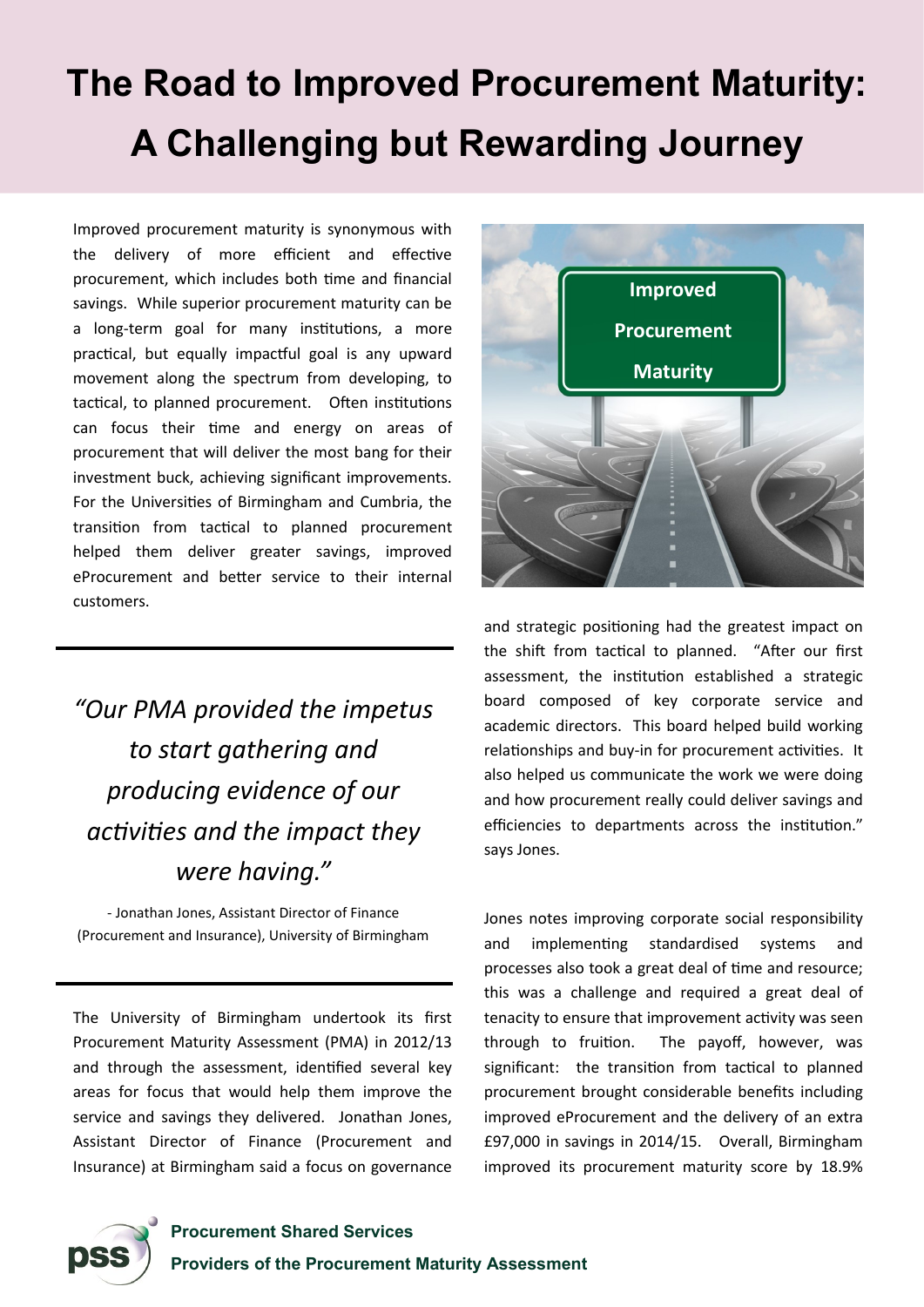# The Road to Improved Procurement Maturity: A Challenging but Rewarding Journey

Improved procurement maturity is synonymous with the delivery of more efficient and effective procurement, which includes both time and financial savings. While superior procurement maturity can be a long-term goal for many institutions, a more practical, but equally impactful goal is any upward movement along the spectrum from developing, to tactical, to planned procurement. Often institutions can focus their time and energy on areas of procurement that will deliver the most bang for their investment buck, achieving significant improvements. For the Universities of Birmingham and Cumbria, the transition from tactical to planned procurement helped them deliver greater savings, improved eProcurement and better service to their internal customers.

> *"Our PMA provided the impetus to start gathering and producing evidence of our activities and the impact they were having."*
>
> - Jonathan Jones, Assistant Director of Finance (Procurement and Insurance), University of Birmingham

The University of Birmingham undertook its first Procurement Maturity Assessment (PMA) in 2012/13 and through the assessment, identified several key areas for focus that would help them improve the service and savings they delivered. Jonathan Jones, Assistant Director of Finance (Procurement and Insurance) at Birmingham said a focus on governance and strategic positioning had the greatest impact on the shift from tactical to planned. "After our first assessment, the institution established a strategic board composed of key corporate service and academic directors. This board helped build working relationships and buy-in for procurement activities. It also helped us communicate the work we were doing and how procurement really could deliver savings and efficiencies to departments across the institution." says Jones.

Jones notes improving corporate social responsibility and implementing standardised systems and processes also took a great deal of time and resource; this was a challenge and required a great deal of tenacity to ensure that improvement activity was seen through to fruition. The payoff, however, was significant: the transition from tactical to planned procurement brought considerable benefits including improved eProcurement and the delivery of an extra £97,000 in savings in 2014/15. Overall, Birmingham improved its procurement maturity score by 18.9%

**Procurement Shared Services**
**Providers of the Procurement Maturity Assessment**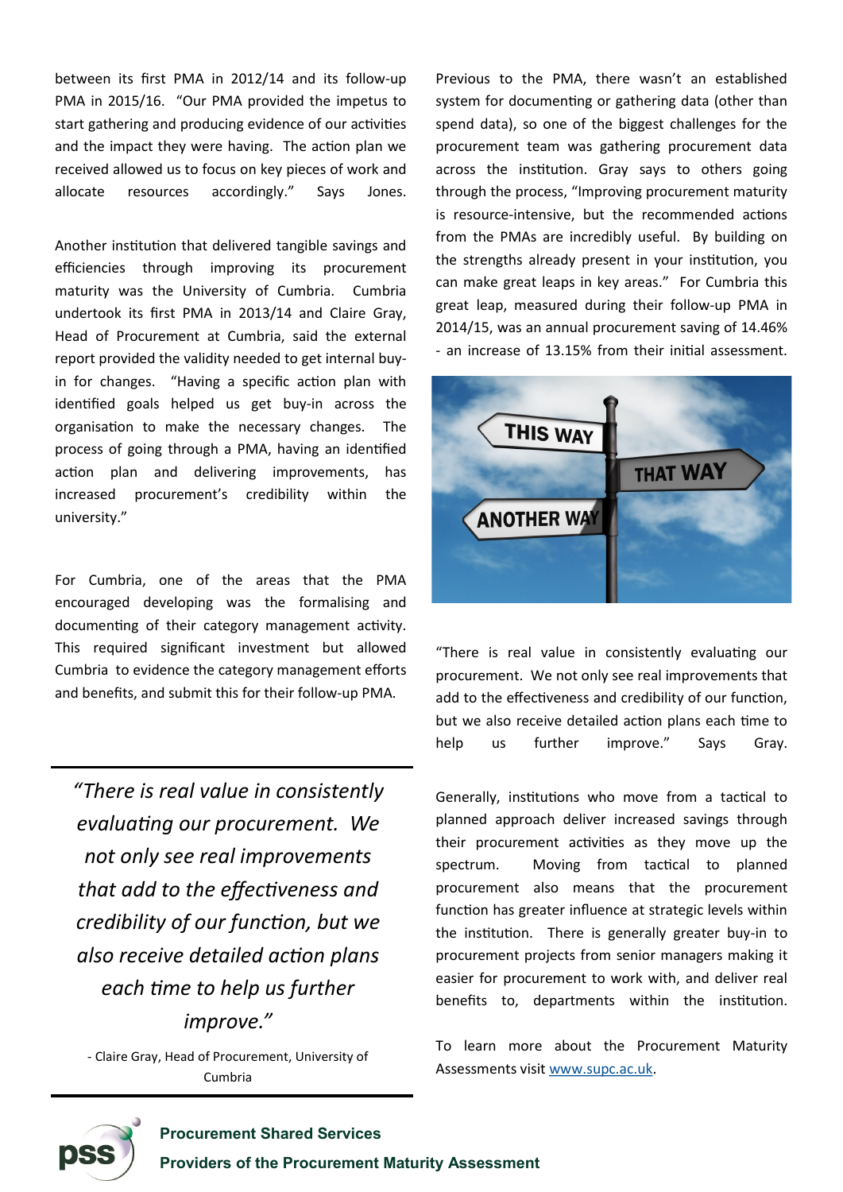between its first PMA in 2012/14 and its follow-up PMA in 2015/16. "Our PMA provided the impetus to start gathering and producing evidence of our activities and the impact they were having. The action plan we received allowed us to focus on key pieces of work and allocate resources accordingly." Says Jones.

Another institution that delivered tangible savings and efficiencies through improving its procurement maturity was the University of Cumbria. Cumbria undertook its first PMA in 2013/14 and Claire Gray, Head of Procurement at Cumbria, said the external report provided the validity needed to get internal buy-in for changes. "Having a specific action plan with identified goals helped us get buy-in across the organisation to make the necessary changes. The process of going through a PMA, having an identified action plan and delivering improvements, has increased procurement's credibility within the university."

For Cumbria, one of the areas that the PMA encouraged developing was the formalising and documenting of their category management activity. This required significant investment but allowed Cumbria to evidence the category management efforts and benefits, and submit this for their follow-up PMA.

> *"There is real value in consistently evaluating our procurement. We not only see real improvements that add to the effectiveness and credibility of our function, but we also receive detailed action plans each time to help us further improve."*
>
> - Claire Gray, Head of Procurement, University of Cumbria

Previous to the PMA, there wasn't an established system for documenting or gathering data (other than spend data), so one of the biggest challenges for the procurement team was gathering procurement data across the institution. Gray says to others going through the process, "Improving procurement maturity is resource-intensive, but the recommended actions from the PMAs are incredibly useful. By building on the strengths already present in your institution, you can make great leaps in key areas." For Cumbria this great leap, measured during their follow-up PMA in 2014/15, was an annual procurement saving of 14.46% - an increase of 13.15% from their initial assessment.

"There is real value in consistently evaluating our procurement. We not only see real improvements that add to the effectiveness and credibility of our function, but we also receive detailed action plans each time to help us further improve." Says Gray.

Generally, institutions who move from a tactical to planned approach deliver increased savings through their procurement activities as they move up the spectrum. Moving from tactical to planned procurement also means that the procurement function has greater influence at strategic levels within the institution. There is generally greater buy-in to procurement projects from senior managers making it easier for procurement to work with, and deliver real benefits to, departments within the institution.

To learn more about the Procurement Maturity Assessments visit [www.supc.ac.uk](http://www.supc.ac.uk).

**Procurement Shared Services**

**Providers of the Procurement Maturity Assessment**